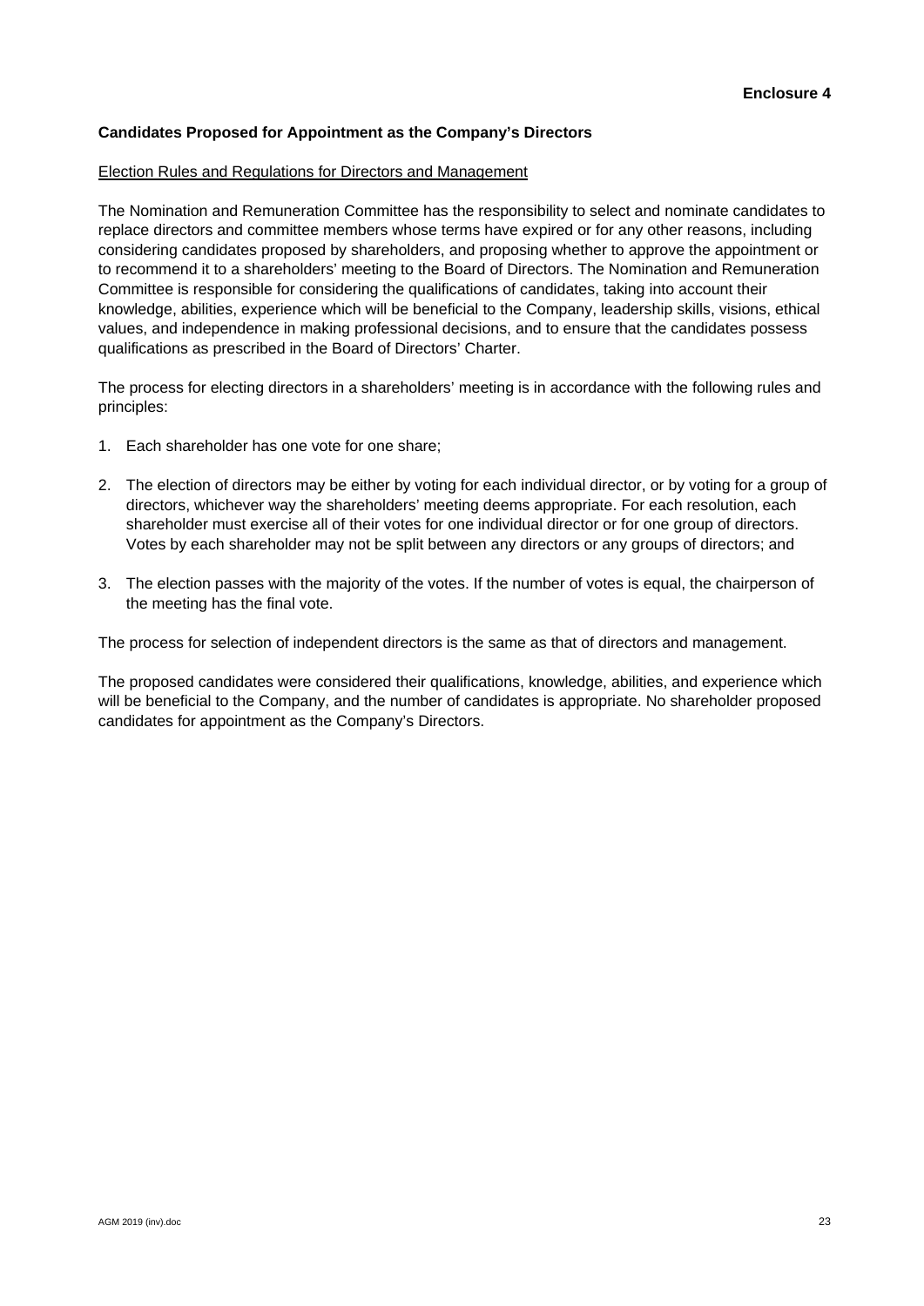**Enclosure 4**

## Candidates Proposed for Appointment as the Company's Directors

<u>Election Rules and Regulations for Directors and Management</u>

The Nomination and Remuneration Committee has the responsibility to select and nominate candidates to replace directors and committee members whose terms have expired or for any other reasons, including considering candidates proposed by shareholders, and proposing whether to approve the appointment or to recommend it to a shareholders' meeting to the Board of Directors. The Nomination and Remuneration Committee is responsible for considering the qualifications of candidates, taking into account their knowledge, abilities, experience which will be beneficial to the Company, leadership skills, visions, ethical values, and independence in making professional decisions, and to ensure that the candidates possess qualifications as prescribed in the Board of Directors' Charter.

The process for electing directors in a shareholders' meeting is in accordance with the following rules and principles:

1. Each shareholder has one vote for one share;
2. The election of directors may be either by voting for each individual director, or by voting for a group of directors, whichever way the shareholders' meeting deems appropriate. For each resolution, each shareholder must exercise all of their votes for one individual director or for one group of directors. Votes by each shareholder may not be split between any directors or any groups of directors; and
3. The election passes with the majority of the votes. If the number of votes is equal, the chairperson of the meeting has the final vote.

The process for selection of independent directors is the same as that of directors and management.

The proposed candidates were considered their qualifications, knowledge, abilities, and experience which will be beneficial to the Company, and the number of candidates is appropriate. No shareholder proposed candidates for appointment as the Company's Directors.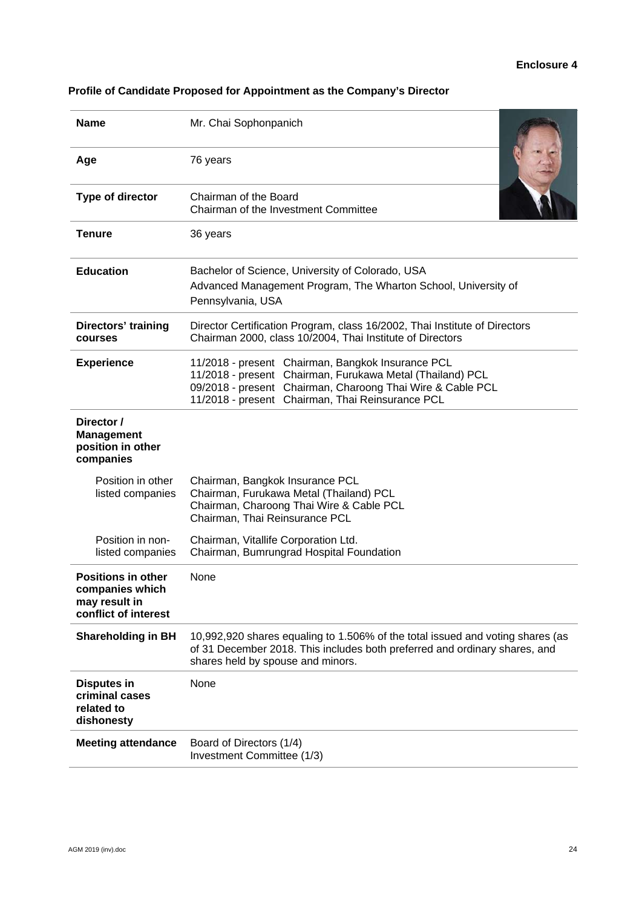**Enclosure 4**

**Profile of Candidate Proposed for Appointment as the Company's Director**

| | |
|---|---|
| **Name** | Mr. Chai Sophonpanich |
| **Age** | 76 years |
| **Type of director** | Chairman of the Board<br>Chairman of the Investment Committee |
| **Tenure** | 36 years |
| **Education** | Bachelor of Science, University of Colorado, USA<br>Advanced Management Program, The Wharton School, University of Pennsylvania, USA |
| **Directors' training courses** | Director Certification Program, class 16/2002, Thai Institute of Directors<br>Chairman 2000, class 10/2004, Thai Institute of Directors |
| **Experience** | 11/2018 - present Chairman, Bangkok Insurance PCL<br>11/2018 - present Chairman, Furukawa Metal (Thailand) PCL<br>09/2018 - present Chairman, Charoong Thai Wire & Cable PCL<br>11/2018 - present Chairman, Thai Reinsurance PCL |
| **Director / Management position in other companies** | |
| Position in other listed companies | Chairman, Bangkok Insurance PCL<br>Chairman, Furukawa Metal (Thailand) PCL<br>Chairman, Charoong Thai Wire & Cable PCL<br>Chairman, Thai Reinsurance PCL |
| Position in non-listed companies | Chairman, Vitallife Corporation Ltd.<br>Chairman, Bumrungrad Hospital Foundation |
| **Positions in other companies which may result in conflict of interest** | None |
| **Shareholding in BH** | 10,992,920 shares equaling to 1.506% of the total issued and voting shares (as of 31 December 2018. This includes both preferred and ordinary shares, and shares held by spouse and minors. |
| **Disputes in criminal cases related to dishonesty** | None |
| **Meeting attendance** | Board of Directors (1/4)<br>Investment Committee (1/3) |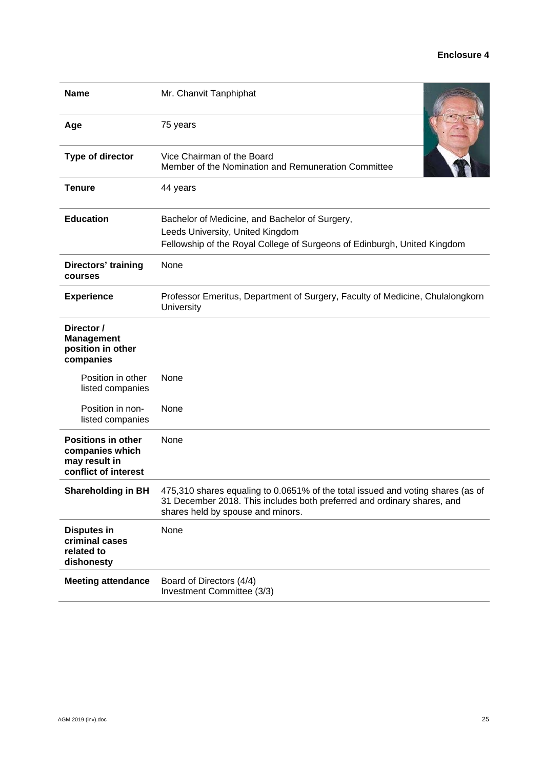**Enclosure 4**

| | |
|---|---|
| **Name** | Mr. Chanvit Tanphiphat |
| **Age** | 75 years |
| **Type of director** | Vice Chairman of the Board<br>Member of the Nomination and Remuneration Committee |
| **Tenure** | 44 years |
| **Education** | Bachelor of Medicine, and Bachelor of Surgery,<br>Leeds University, United Kingdom<br>Fellowship of the Royal College of Surgeons of Edinburgh, United Kingdom |
| **Directors' training courses** | None |
| **Experience** | Professor Emeritus, Department of Surgery, Faculty of Medicine, Chulalongkorn University |
| **Director / Management position in other companies** | |
| Position in other listed companies | None |
| Position in non-listed companies | None |
| **Positions in other companies which may result in conflict of interest** | None |
| **Shareholding in BH** | 475,310 shares equaling to 0.0651% of the total issued and voting shares (as of 31 December 2018. This includes both preferred and ordinary shares, and shares held by spouse and minors. |
| **Disputes in criminal cases related to dishonesty** | None |
| **Meeting attendance** | Board of Directors (4/4)<br>Investment Committee (3/3) |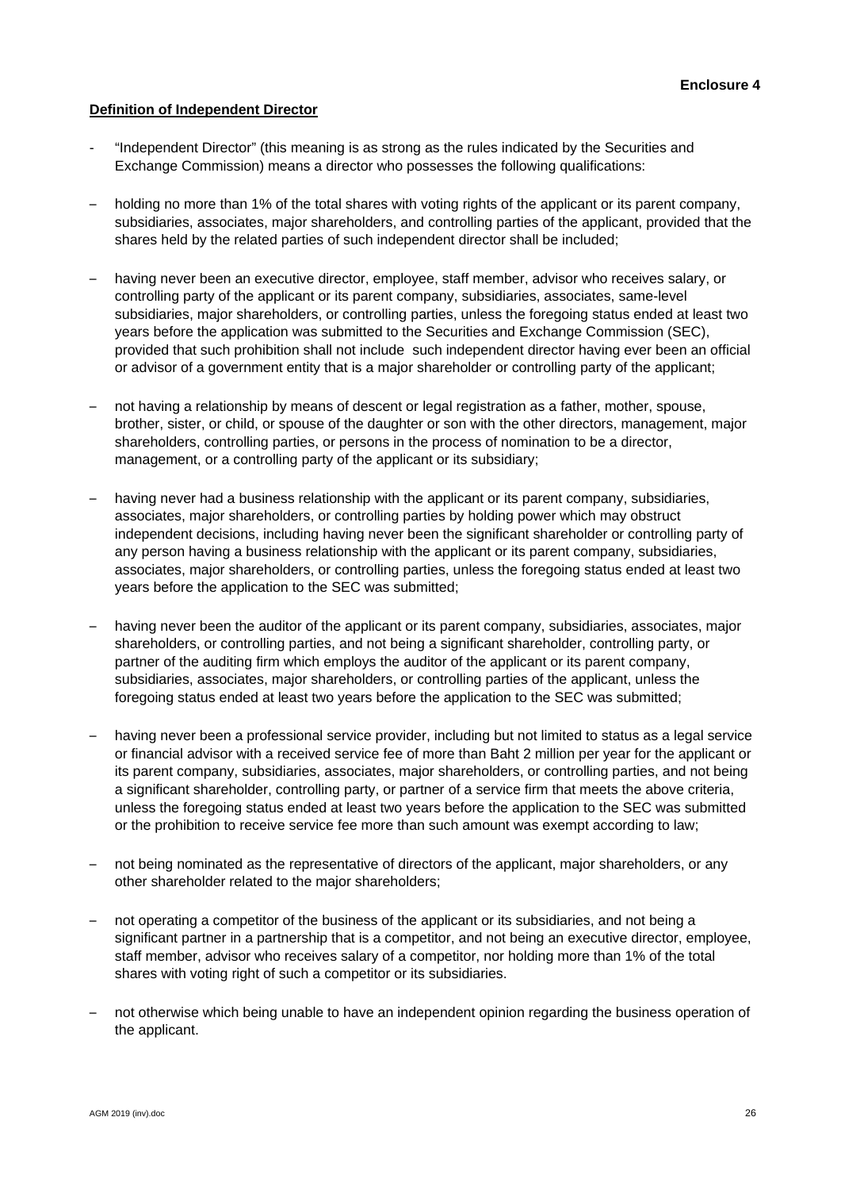**Enclosure 4**

**Definition of Independent Director**

- "Independent Director" (this meaning is as strong as the rules indicated by the Securities and Exchange Commission) means a director who possesses the following qualifications:

- holding no more than 1% of the total shares with voting rights of the applicant or its parent company, subsidiaries, associates, major shareholders, and controlling parties of the applicant, provided that the shares held by the related parties of such independent director shall be included;

- having never been an executive director, employee, staff member, advisor who receives salary, or controlling party of the applicant or its parent company, subsidiaries, associates, same-level subsidiaries, major shareholders, or controlling parties, unless the foregoing status ended at least two years before the application was submitted to the Securities and Exchange Commission (SEC), provided that such prohibition shall not include such independent director having ever been an official or advisor of a government entity that is a major shareholder or controlling party of the applicant;

- not having a relationship by means of descent or legal registration as a father, mother, spouse, brother, sister, or child, or spouse of the daughter or son with the other directors, management, major shareholders, controlling parties, or persons in the process of nomination to be a director, management, or a controlling party of the applicant or its subsidiary;

- having never had a business relationship with the applicant or its parent company, subsidiaries, associates, major shareholders, or controlling parties by holding power which may obstruct independent decisions, including having never been the significant shareholder or controlling party of any person having a business relationship with the applicant or its parent company, subsidiaries, associates, major shareholders, or controlling parties, unless the foregoing status ended at least two years before the application to the SEC was submitted;

- having never been the auditor of the applicant or its parent company, subsidiaries, associates, major shareholders, or controlling parties, and not being a significant shareholder, controlling party, or partner of the auditing firm which employs the auditor of the applicant or its parent company, subsidiaries, associates, major shareholders, or controlling parties of the applicant, unless the foregoing status ended at least two years before the application to the SEC was submitted;

- having never been a professional service provider, including but not limited to status as a legal service or financial advisor with a received service fee of more than Baht 2 million per year for the applicant or its parent company, subsidiaries, associates, major shareholders, or controlling parties, and not being a significant shareholder, controlling party, or partner of a service firm that meets the above criteria, unless the foregoing status ended at least two years before the application to the SEC was submitted or the prohibition to receive service fee more than such amount was exempt according to law;

- not being nominated as the representative of directors of the applicant, major shareholders, or any other shareholder related to the major shareholders;

- not operating a competitor of the business of the applicant or its subsidiaries, and not being a significant partner in a partnership that is a competitor, and not being an executive director, employee, staff member, advisor who receives salary of a competitor, nor holding more than 1% of the total shares with voting right of such a competitor or its subsidiaries.

- not otherwise which being unable to have an independent opinion regarding the business operation of the applicant.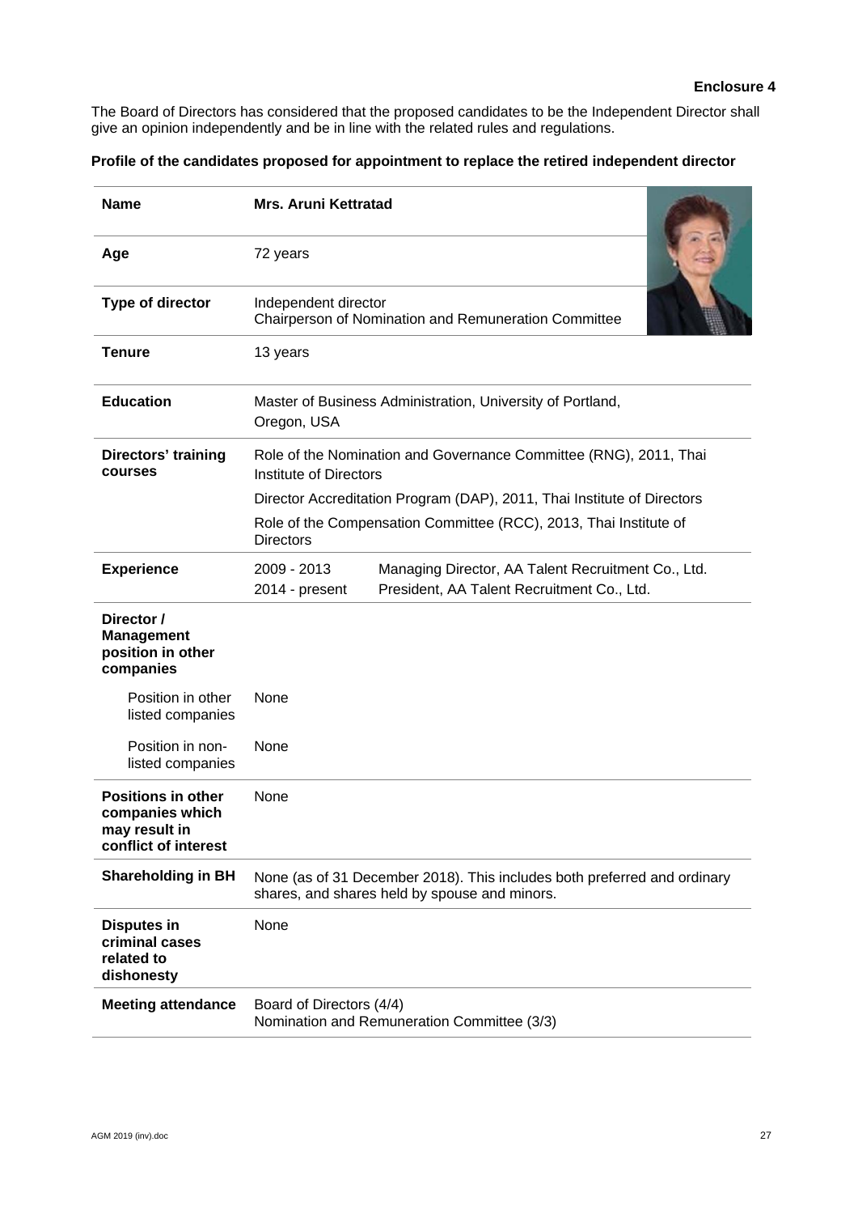**Enclosure 4**

The Board of Directors has considered that the proposed candidates to be the Independent Director shall give an opinion independently and be in line with the related rules and regulations.

**Profile of the candidates proposed for appointment to replace the retired independent director**

| | | |
|---|---|---|
| **Name** | **Mrs. Aruni Kettratad** | |
| **Age** | 72 years | |
| **Type of director** | Independent director<br>Chairperson of Nomination and Remuneration Committee | |
| **Tenure** | 13 years | |
| **Education** | Master of Business Administration, University of Portland, Oregon, USA | |
| **Directors' training courses** | Role of the Nomination and Governance Committee (RNG), 2011, Thai Institute of Directors<br>Director Accreditation Program (DAP), 2011, Thai Institute of Directors<br>Role of the Compensation Committee (RCC), 2013, Thai Institute of Directors | |
| **Experience** | 2009 - 2013<br>2014 - present | Managing Director, AA Talent Recruitment Co., Ltd.<br>President, AA Talent Recruitment Co., Ltd. |
| **Director / Management position in other companies** | | |
| Position in other listed companies | None | |
| Position in non-listed companies | None | |
| **Positions in other companies which may result in conflict of interest** | None | |
| **Shareholding in BH** | None (as of 31 December 2018). This includes both preferred and ordinary shares, and shares held by spouse and minors. | |
| **Disputes in criminal cases related to dishonesty** | None | |
| **Meeting attendance** | Board of Directors (4/4)<br>Nomination and Remuneration Committee (3/3) | |